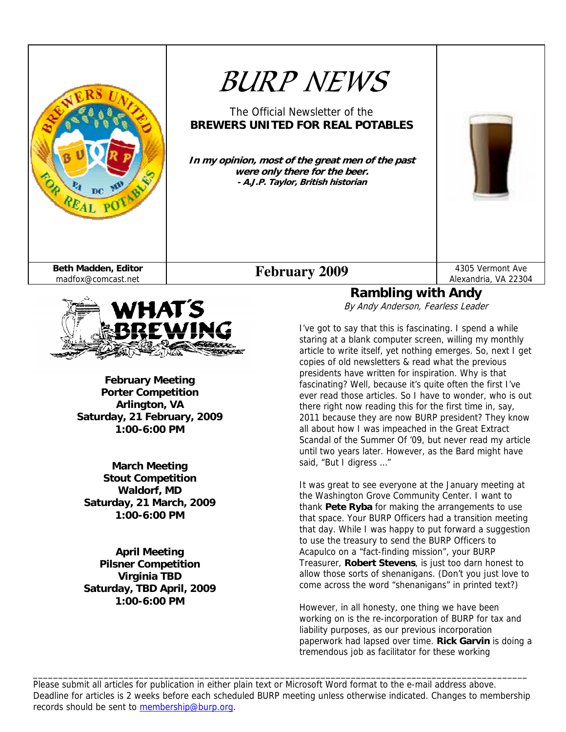# BURP NEWS

The Official Newsletter of the
**BREWERS UNITED FOR REAL POTABLES**

***In my opinion, most of the great men of the past were only there for the beer.***
***- A.J.P. Taylor, British historian***

**Beth Madden, Editor**
madfox@comcast.net

**February 2009**

4305 Vermont Ave
Alexandria, VA 22304

## WHAT'S BREWING

**February Meeting**
**Porter Competition**
**Arlington, VA**
**Saturday, 21 February, 2009**
**1:00-6:00 PM**

**March Meeting**
**Stout Competition**
**Waldorf, MD**
**Saturday, 21 March, 2009**
**1:00-6:00 PM**

**April Meeting**
**Pilsner Competition**
**Virginia TBD**
**Saturday, TBD April, 2009**
**1:00-6:00 PM**

## Rambling with Andy

*By Andy Anderson, Fearless Leader*

I've got to say that this is fascinating. I spend a while staring at a blank computer screen, willing my monthly article to write itself, yet nothing emerges. So, next I get copies of old newsletters & read what the previous presidents have written for inspiration. Why is that fascinating? Well, because it's quite often the first I've ever read those articles. So I have to wonder, who is out there right now reading this for the first time in, say, 2011 because they are now BURP president? They know all about how I was impeached in the Great Extract Scandal of the Summer Of '09, but never read my article until two years later. However, as the Bard might have said, "But I digress ..."

It was great to see everyone at the January meeting at the Washington Grove Community Center. I want to thank **Pete Ryba** for making the arrangements to use that space. Your BURP Officers had a transition meeting that day. While I was happy to put forward a suggestion to use the treasury to send the BURP Officers to Acapulco on a "fact-finding mission", your BURP Treasurer, **Robert Stevens**, is just too darn honest to allow those sorts of shenanigans. (Don't you just love to come across the word "shenanigans" in printed text?)

However, in all honesty, one thing we have been working on is the re-incorporation of BURP for tax and liability purposes, as our previous incorporation paperwork had lapsed over time. **Rick Garvin** is doing a tremendous job as facilitator for these working

---

Please submit all articles for publication in either plain text or Microsoft Word format to the e-mail address above. Deadline for articles is 2 weeks before each scheduled BURP meeting unless otherwise indicated. Changes to membership records should be sent to membership@burp.org.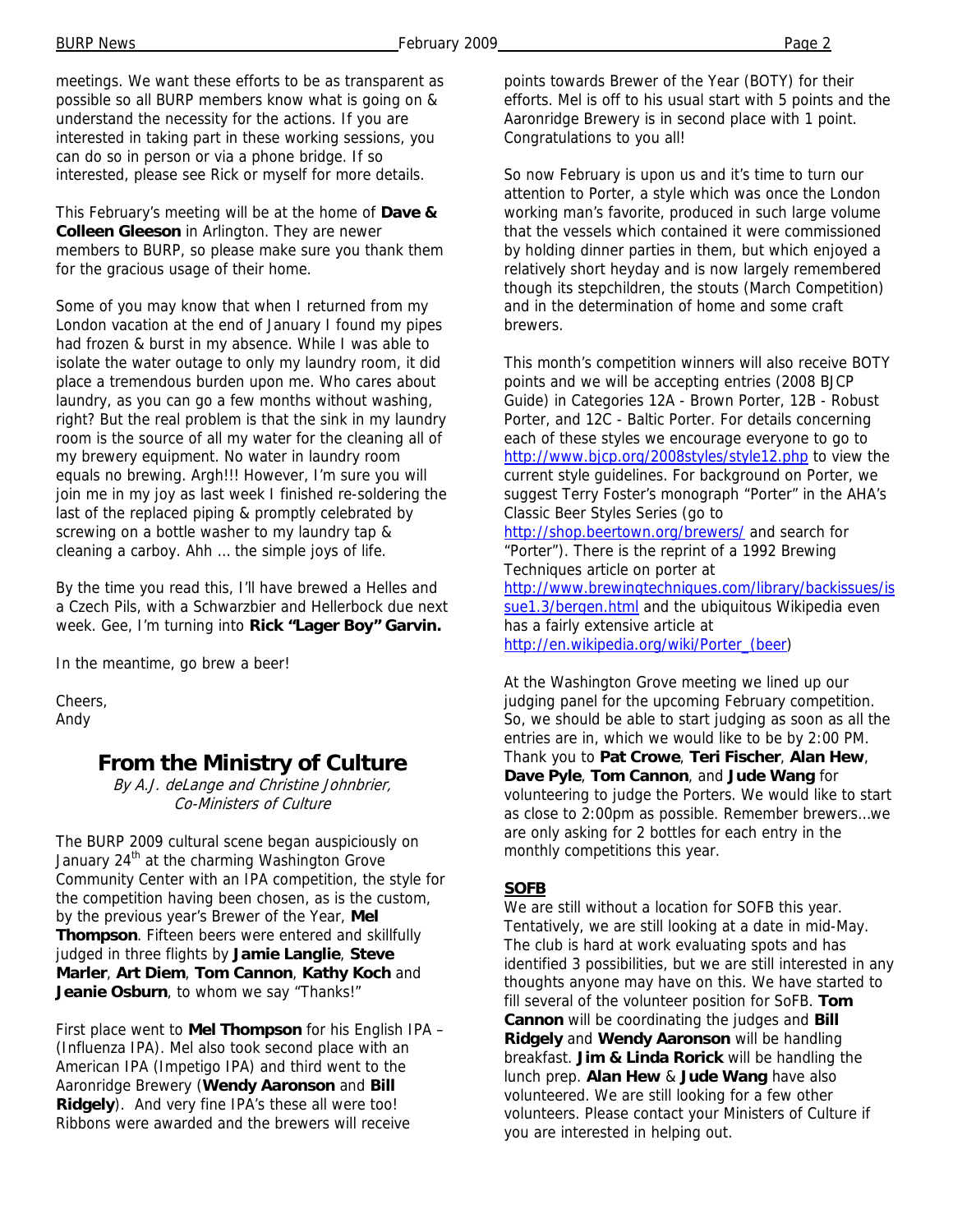meetings. We want these efforts to be as transparent as possible so all BURP members know what is going on & understand the necessity for the actions. If you are interested in taking part in these working sessions, you can do so in person or via a phone bridge. If so interested, please see Rick or myself for more details.

This February's meeting will be at the home of **Dave & Colleen Gleeson** in Arlington. They are newer members to BURP, so please make sure you thank them for the gracious usage of their home.

Some of you may know that when I returned from my London vacation at the end of January I found my pipes had frozen & burst in my absence. While I was able to isolate the water outage to only my laundry room, it did place a tremendous burden upon me. Who cares about laundry, as you can go a few months without washing, right? But the real problem is that the sink in my laundry room is the source of all my water for the cleaning all of my brewery equipment. No water in laundry room equals no brewing. Argh!!! However, I'm sure you will join me in my joy as last week I finished re-soldering the last of the replaced piping & promptly celebrated by screwing on a bottle washer to my laundry tap & cleaning a carboy. Ahh … the simple joys of life.

By the time you read this, I'll have brewed a Helles and a Czech Pils, with a Schwarzbier and Hellerbock due next week. Gee, I'm turning into **Rick "Lager Boy" Garvin.**

In the meantime, go brew a beer!

Cheers,
Andy

## From the Ministry of Culture

*By A.J. deLange and Christine Johnbrier, Co-Ministers of Culture*

The BURP 2009 cultural scene began auspiciously on January 24th at the charming Washington Grove Community Center with an IPA competition, the style for the competition having been chosen, as is the custom, by the previous year's Brewer of the Year, **Mel Thompson**. Fifteen beers were entered and skillfully judged in three flights by **Jamie Langlie**, **Steve Marler**, **Art Diem**, **Tom Cannon**, **Kathy Koch** and **Jeanie Osburn**, to whom we say "Thanks!"

First place went to **Mel Thompson** for his English IPA – (Influenza IPA). Mel also took second place with an American IPA (Impetigo IPA) and third went to the Aaronridge Brewery (**Wendy Aaronson** and **Bill Ridgely**). And very fine IPA's these all were too! Ribbons were awarded and the brewers will receive points towards Brewer of the Year (BOTY) for their efforts. Mel is off to his usual start with 5 points and the Aaronridge Brewery is in second place with 1 point. Congratulations to you all!

So now February is upon us and it's time to turn our attention to Porter, a style which was once the London working man's favorite, produced in such large volume that the vessels which contained it were commissioned by holding dinner parties in them, but which enjoyed a relatively short heyday and is now largely remembered though its stepchildren, the stouts (March Competition) and in the determination of home and some craft brewers.

This month's competition winners will also receive BOTY points and we will be accepting entries (2008 BJCP Guide) in Categories 12A - Brown Porter, 12B - Robust Porter, and 12C - Baltic Porter. For details concerning each of these styles we encourage everyone to go to http://www.bjcp.org/2008styles/style12.php to view the current style guidelines. For background on Porter, we suggest Terry Foster's monograph "Porter" in the AHA's Classic Beer Styles Series (go to http://shop.beertown.org/brewers/ and search for "Porter"). There is the reprint of a 1992 Brewing Techniques article on porter at http://www.brewingtechniques.com/library/backissues/issue1.3/bergen.html and the ubiquitous Wikipedia even has a fairly extensive article at http://en.wikipedia.org/wiki/Porter_(beer)

At the Washington Grove meeting we lined up our judging panel for the upcoming February competition. So, we should be able to start judging as soon as all the entries are in, which we would like to be by 2:00 PM. Thank you to **Pat Crowe**, **Teri Fischer**, **Alan Hew**, **Dave Pyle**, **Tom Cannon**, and **Jude Wang** for volunteering to judge the Porters. We would like to start as close to 2:00pm as possible. Remember brewers…we are only asking for 2 bottles for each entry in the monthly competitions this year.

### SOFB

We are still without a location for SOFB this year. Tentatively, we are still looking at a date in mid-May. The club is hard at work evaluating spots and has identified 3 possibilities, but we are still interested in any thoughts anyone may have on this. We have started to fill several of the volunteer position for SoFB. **Tom Cannon** will be coordinating the judges and **Bill Ridgely** and **Wendy Aaronson** will be handling breakfast. **Jim & Linda Rorick** will be handling the lunch prep. **Alan Hew** & **Jude Wang** have also volunteered. We are still looking for a few other volunteers. Please contact your Ministers of Culture if you are interested in helping out.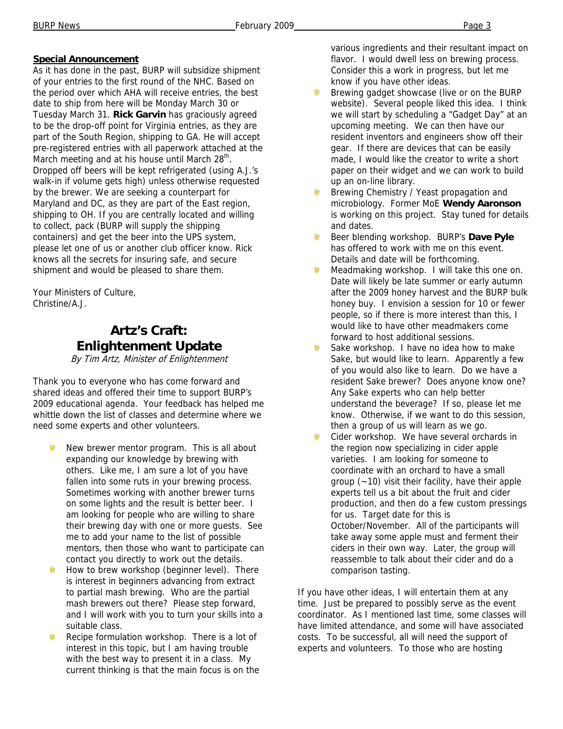**Special Announcement**

As it has done in the past, BURP will subsidize shipment of your entries to the first round of the NHC. Based on the period over which AHA will receive entries, the best date to ship from here will be Monday March 30 or Tuesday March 31. **Rick Garvin** has graciously agreed to be the drop-off point for Virginia entries, as they are part of the South Region, shipping to GA. He will accept pre-registered entries with all paperwork attached at the March meeting and at his house until March 28th. Dropped off beers will be kept refrigerated (using A.J.'s walk-in if volume gets high) unless otherwise requested by the brewer. We are seeking a counterpart for Maryland and DC, as they are part of the East region, shipping to OH. If you are centrally located and willing to collect, pack (BURP will supply the shipping containers) and get the beer into the UPS system, please let one of us or another club officer know. Rick knows all the secrets for insuring safe, and secure shipment and would be pleased to share them.

Your Ministers of Culture,
Christine/A.J.

## Artz's Craft: Enlightenment Update

*By Tim Artz, Minister of Enlightenment*

Thank you to everyone who has come forward and shared ideas and offered their time to support BURP's 2009 educational agenda. Your feedback has helped me whittle down the list of classes and determine where we need some experts and other volunteers.

- New brewer mentor program. This is all about expanding our knowledge by brewing with others. Like me, I am sure a lot of you have fallen into some ruts in your brewing process. Sometimes working with another brewer turns on some lights and the result is better beer. I am looking for people who are willing to share their brewing day with one or more guests. See me to add your name to the list of possible mentors, then those who want to participate can contact you directly to work out the details.
- How to brew workshop (beginner level). There is interest in beginners advancing from extract to partial mash brewing. Who are the partial mash brewers out there? Please step forward, and I will work with you to turn your skills into a suitable class.
- Recipe formulation workshop. There is a lot of interest in this topic, but I am having trouble with the best way to present it in a class. My current thinking is that the main focus is on the various ingredients and their resultant impact on flavor. I would dwell less on brewing process. Consider this a work in progress, but let me know if you have other ideas.
- Brewing gadget showcase (live or on the BURP website). Several people liked this idea. I think we will start by scheduling a "Gadget Day" at an upcoming meeting. We can then have our resident inventors and engineers show off their gear. If there are devices that can be easily made, I would like the creator to write a short paper on their widget and we can work to build up an on-line library.
- Brewing Chemistry / Yeast propagation and microbiology. Former MoE **Wendy Aaronson** is working on this project. Stay tuned for details and dates.
- Beer blending workshop. BURP's **Dave Pyle** has offered to work with me on this event. Details and date will be forthcoming.
- Meadmaking workshop. I will take this one on. Date will likely be late summer or early autumn after the 2009 honey harvest and the BURP bulk honey buy. I envision a session for 10 or fewer people, so if there is more interest than this, I would like to have other meadmakers come forward to host additional sessions.
- Sake workshop. I have no idea how to make Sake, but would like to learn. Apparently a few of you would also like to learn. Do we have a resident Sake brewer? Does anyone know one? Any Sake experts who can help better understand the beverage? If so, please let me know. Otherwise, if we want to do this session, then a group of us will learn as we go.
- Cider workshop. We have several orchards in the region now specializing in cider apple varieties. I am looking for someone to coordinate with an orchard to have a small group (~10) visit their facility, have their apple experts tell us a bit about the fruit and cider production, and then do a few custom pressings for us. Target date for this is October/November. All of the participants will take away some apple must and ferment their ciders in their own way. Later, the group will reassemble to talk about their cider and do a comparison tasting.

If you have other ideas, I will entertain them at any time. Just be prepared to possibly serve as the event coordinator. As I mentioned last time, some classes will have limited attendance, and some will have associated costs. To be successful, all will need the support of experts and volunteers. To those who are hosting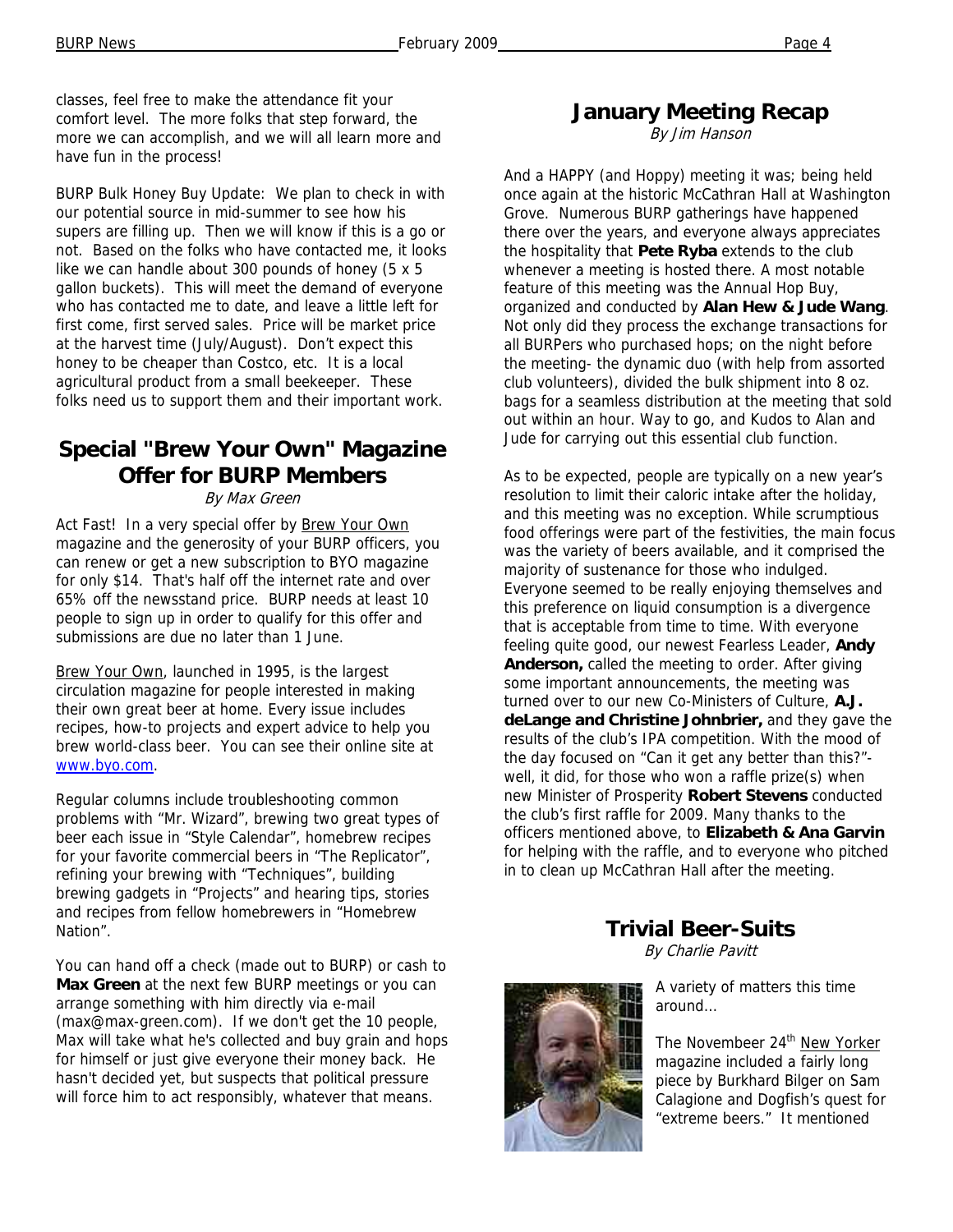classes, feel free to make the attendance fit your comfort level. The more folks that step forward, the more we can accomplish, and we will all learn more and have fun in the process!

BURP Bulk Honey Buy Update: We plan to check in with our potential source in mid-summer to see how his supers are filling up. Then we will know if this is a go or not. Based on the folks who have contacted me, it looks like we can handle about 300 pounds of honey (5 x 5 gallon buckets). This will meet the demand of everyone who has contacted me to date, and leave a little left for first come, first served sales. Price will be market price at the harvest time (July/August). Don't expect this honey to be cheaper than Costco, etc. It is a local agricultural product from a small beekeeper. These folks need us to support them and their important work.

## Special "Brew Your Own" Magazine Offer for BURP Members

*By Max Green*

Act Fast! In a very special offer by Brew Your Own magazine and the generosity of your BURP officers, you can renew or get a new subscription to BYO magazine for only $14. That's half off the internet rate and over 65% off the newsstand price. BURP needs at least 10 people to sign up in order to qualify for this offer and submissions are due no later than 1 June.

Brew Your Own, launched in 1995, is the largest circulation magazine for people interested in making their own great beer at home. Every issue includes recipes, how-to projects and expert advice to help you brew world-class beer. You can see their online site at www.byo.com.

Regular columns include troubleshooting common problems with "Mr. Wizard", brewing two great types of beer each issue in "Style Calendar", homebrew recipes for your favorite commercial beers in "The Replicator", refining your brewing with "Techniques", building brewing gadgets in "Projects" and hearing tips, stories and recipes from fellow homebrewers in "Homebrew Nation".

You can hand off a check (made out to BURP) or cash to **Max Green** at the next few BURP meetings or you can arrange something with him directly via e-mail (max@max-green.com). If we don't get the 10 people, Max will take what he's collected and buy grain and hops for himself or just give everyone their money back. He hasn't decided yet, but suspects that political pressure will force him to act responsibly, whatever that means.

## January Meeting Recap

*By Jim Hanson*

And a HAPPY (and Hoppy) meeting it was; being held once again at the historic McCathran Hall at Washington Grove. Numerous BURP gatherings have happened there over the years, and everyone always appreciates the hospitality that **Pete Ryba** extends to the club whenever a meeting is hosted there. A most notable feature of this meeting was the Annual Hop Buy, organized and conducted by **Alan Hew & Jude Wang**. Not only did they process the exchange transactions for all BURPers who purchased hops; on the night before the meeting- the dynamic duo (with help from assorted club volunteers), divided the bulk shipment into 8 oz. bags for a seamless distribution at the meeting that sold out within an hour. Way to go, and Kudos to Alan and Jude for carrying out this essential club function.

As to be expected, people are typically on a new year's resolution to limit their caloric intake after the holiday, and this meeting was no exception. While scrumptious food offerings were part of the festivities, the main focus was the variety of beers available, and it comprised the majority of sustenance for those who indulged. Everyone seemed to be really enjoying themselves and this preference on liquid consumption is a divergence that is acceptable from time to time. With everyone feeling quite good, our newest Fearless Leader, **Andy Anderson,** called the meeting to order. After giving some important announcements, the meeting was turned over to our new Co-Ministers of Culture, **A.J. deLange and Christine Johnbrier,** and they gave the results of the club's IPA competition. With the mood of the day focused on "Can it get any better than this?"- well, it did, for those who won a raffle prize(s) when new Minister of Prosperity **Robert Stevens** conducted the club's first raffle for 2009. Many thanks to the officers mentioned above, to **Elizabeth & Ana Garvin** for helping with the raffle, and to everyone who pitched in to clean up McCathran Hall after the meeting.

## Trivial Beer-Suits

*By Charlie Pavitt*

A variety of matters this time around…

The Novembeer 24th New Yorker magazine included a fairly long piece by Burkhard Bilger on Sam Calagione and Dogfish's quest for "extreme beers." It mentioned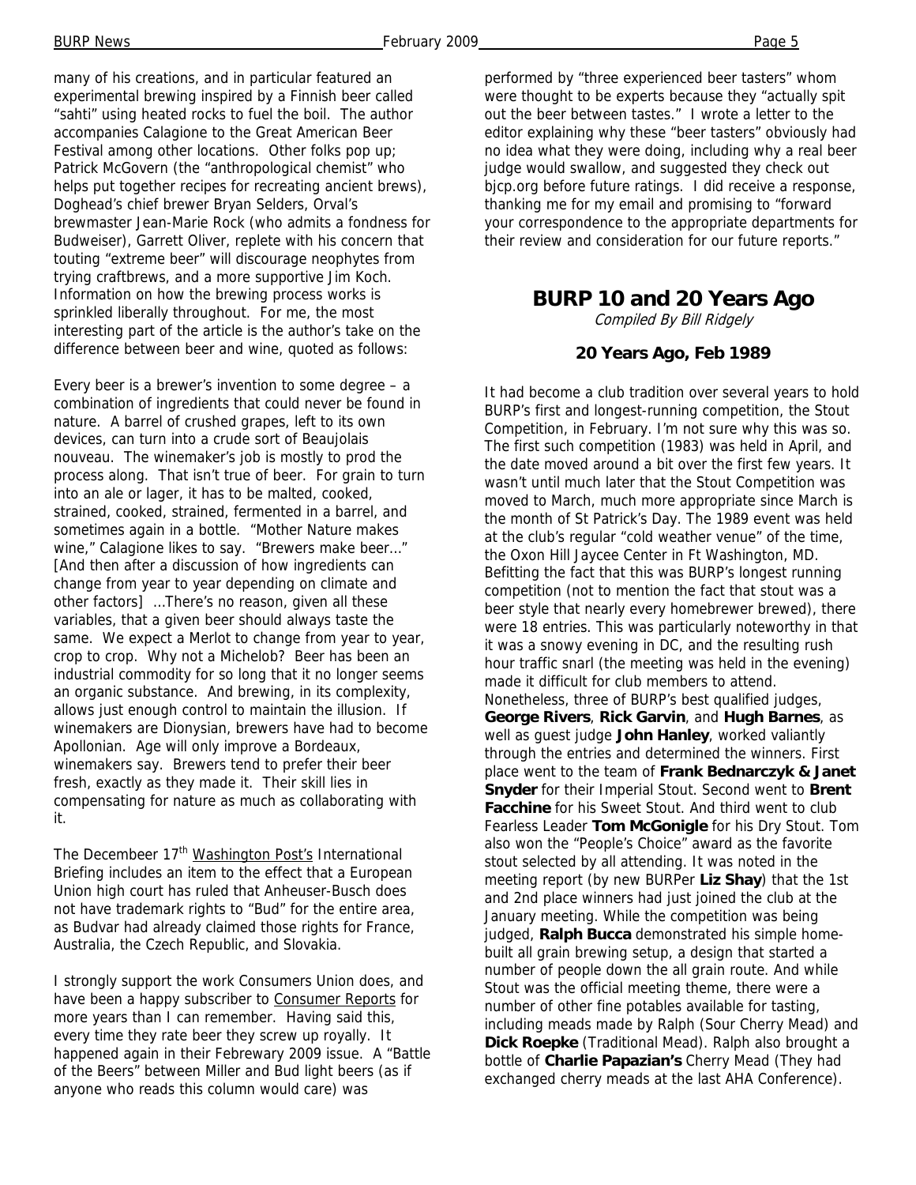many of his creations, and in particular featured an experimental brewing inspired by a Finnish beer called "sahti" using heated rocks to fuel the boil. The author accompanies Calagione to the Great American Beer Festival among other locations. Other folks pop up; Patrick McGovern (the "anthropological chemist" who helps put together recipes for recreating ancient brews), Doghead's chief brewer Bryan Selders, Orval's brewmaster Jean-Marie Rock (who admits a fondness for Budweiser), Garrett Oliver, replete with his concern that touting "extreme beer" will discourage neophytes from trying craftbrews, and a more supportive Jim Koch. Information on how the brewing process works is sprinkled liberally throughout. For me, the most interesting part of the article is the author's take on the difference between beer and wine, quoted as follows:

Every beer is a brewer's invention to some degree – a combination of ingredients that could never be found in nature. A barrel of crushed grapes, left to its own devices, can turn into a crude sort of Beaujolais nouveau. The winemaker's job is mostly to prod the process along. That isn't true of beer. For grain to turn into an ale or lager, it has to be malted, cooked, strained, cooked, strained, fermented in a barrel, and sometimes again in a bottle. "Mother Nature makes wine," Calagione likes to say. "Brewers make beer..." [And then after a discussion of how ingredients can change from year to year depending on climate and other factors] ...There's no reason, given all these variables, that a given beer should always taste the same. We expect a Merlot to change from year to year, crop to crop. Why not a Michelob? Beer has been an industrial commodity for so long that it no longer seems an organic substance. And brewing, in its complexity, allows just enough control to maintain the illusion. If winemakers are Dionysian, brewers have had to become Apollonian. Age will only improve a Bordeaux, winemakers say. Brewers tend to prefer their beer fresh, exactly as they made it. Their skill lies in compensating for nature as much as collaborating with it.

The Decembeer 17th Washington Post's International Briefing includes an item to the effect that a European Union high court has ruled that Anheuser-Busch does not have trademark rights to "Bud" for the entire area, as Budvar had already claimed those rights for France, Australia, the Czech Republic, and Slovakia.

I strongly support the work Consumers Union does, and have been a happy subscriber to Consumer Reports for more years than I can remember. Having said this, every time they rate beer they screw up royally. It happened again in their Febrewary 2009 issue. A "Battle of the Beers" between Miller and Bud light beers (as if anyone who reads this column would care) was performed by "three experienced beer tasters" whom were thought to be experts because they "actually spit out the beer between tastes." I wrote a letter to the editor explaining why these "beer tasters" obviously had no idea what they were doing, including why a real beer judge would swallow, and suggested they check out bjcp.org before future ratings. I did receive a response, thanking me for my email and promising to "forward your correspondence to the appropriate departments for their review and consideration for our future reports."

## BURP 10 and 20 Years Ago

*Compiled By Bill Ridgely*

### 20 Years Ago, Feb 1989

It had become a club tradition over several years to hold BURP's first and longest-running competition, the Stout Competition, in February. I'm not sure why this was so. The first such competition (1983) was held in April, and the date moved around a bit over the first few years. It wasn't until much later that the Stout Competition was moved to March, much more appropriate since March is the month of St Patrick's Day. The 1989 event was held at the club's regular "cold weather venue" of the time, the Oxon Hill Jaycee Center in Ft Washington, MD. Befitting the fact that this was BURP's longest running competition (not to mention the fact that stout was a beer style that nearly every homebrewer brewed), there were 18 entries. This was particularly noteworthy in that it was a snowy evening in DC, and the resulting rush hour traffic snarl (the meeting was held in the evening) made it difficult for club members to attend. Nonetheless, three of BURP's best qualified judges, **George Rivers**, **Rick Garvin**, and **Hugh Barnes**, as well as guest judge **John Hanley**, worked valiantly through the entries and determined the winners. First place went to the team of **Frank Bednarczyk & Janet Snyder** for their Imperial Stout. Second went to **Brent Facchine** for his Sweet Stout. And third went to club Fearless Leader **Tom McGonigle** for his Dry Stout. Tom also won the "People's Choice" award as the favorite stout selected by all attending. It was noted in the meeting report (by new BURPer **Liz Shay**) that the 1st and 2nd place winners had just joined the club at the January meeting. While the competition was being judged, **Ralph Bucca** demonstrated his simple home-built all grain brewing setup, a design that started a number of people down the all grain route. And while Stout was the official meeting theme, there were a number of other fine potables available for tasting, including meads made by Ralph (Sour Cherry Mead) and **Dick Roepke** (Traditional Mead). Ralph also brought a bottle of **Charlie Papazian's** Cherry Mead (They had exchanged cherry meads at the last AHA Conference).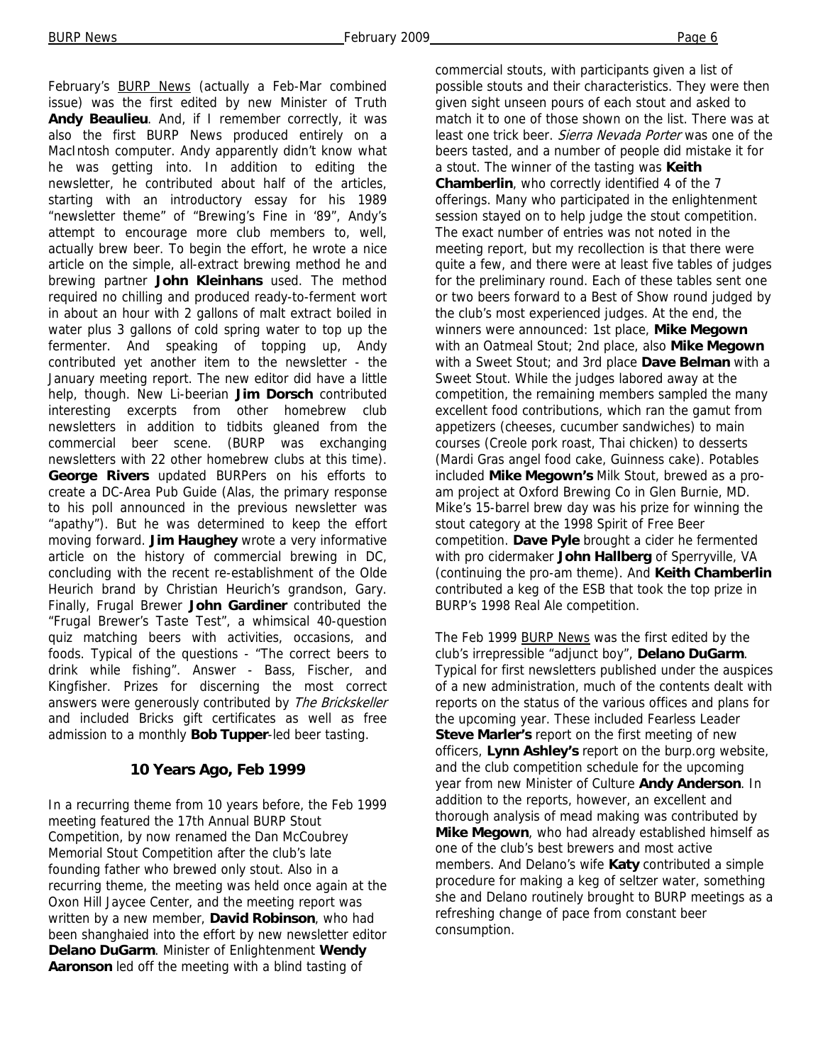February's BURP News (actually a Feb-Mar combined issue) was the first edited by new Minister of Truth **Andy Beaulieu**. And, if I remember correctly, it was also the first BURP News produced entirely on a MacIntosh computer. Andy apparently didn't know what he was getting into. In addition to editing the newsletter, he contributed about half of the articles, starting with an introductory essay for his 1989 "newsletter theme" of "Brewing's Fine in '89", Andy's attempt to encourage more club members to, well, actually brew beer. To begin the effort, he wrote a nice article on the simple, all-extract brewing method he and brewing partner **John Kleinhans** used. The method required no chilling and produced ready-to-ferment wort in about an hour with 2 gallons of malt extract boiled in water plus 3 gallons of cold spring water to top up the fermenter. And speaking of topping up, Andy contributed yet another item to the newsletter - the January meeting report. The new editor did have a little help, though. New Li-beerian **Jim Dorsch** contributed interesting excerpts from other homebrew club newsletters in addition to tidbits gleaned from the commercial beer scene. (BURP was exchanging newsletters with 22 other homebrew clubs at this time). **George Rivers** updated BURPers on his efforts to create a DC-Area Pub Guide (Alas, the primary response to his poll announced in the previous newsletter was "apathy"). But he was determined to keep the effort moving forward. **Jim Haughey** wrote a very informative article on the history of commercial brewing in DC, concluding with the recent re-establishment of the Olde Heurich brand by Christian Heurich's grandson, Gary. Finally, Frugal Brewer **John Gardiner** contributed the "Frugal Brewer's Taste Test", a whimsical 40-question quiz matching beers with activities, occasions, and foods. Typical of the questions - "The correct beers to drink while fishing". Answer - Bass, Fischer, and Kingfisher. Prizes for discerning the most correct answers were generously contributed by *The Brickskeller* and included Bricks gift certificates as well as free admission to a monthly **Bob Tupper**-led beer tasting.

## 10 Years Ago, Feb 1999

In a recurring theme from 10 years before, the Feb 1999 meeting featured the 17th Annual BURP Stout Competition, by now renamed the Dan McCoubrey Memorial Stout Competition after the club's late founding father who brewed only stout. Also in a recurring theme, the meeting was held once again at the Oxon Hill Jaycee Center, and the meeting report was written by a new member, **David Robinson**, who had been shanghaied into the effort by new newsletter editor **Delano DuGarm**. Minister of Enlightenment **Wendy Aaronson** led off the meeting with a blind tasting of commercial stouts, with participants given a list of possible stouts and their characteristics. They were then given sight unseen pours of each stout and asked to match it to one of those shown on the list. There was at least one trick beer. *Sierra Nevada Porter* was one of the beers tasted, and a number of people did mistake it for a stout. The winner of the tasting was **Keith Chamberlin**, who correctly identified 4 of the 7 offerings. Many who participated in the enlightenment session stayed on to help judge the stout competition. The exact number of entries was not noted in the meeting report, but my recollection is that there were quite a few, and there were at least five tables of judges for the preliminary round. Each of these tables sent one or two beers forward to a Best of Show round judged by the club's most experienced judges. At the end, the winners were announced: 1st place, **Mike Megown** with an Oatmeal Stout; 2nd place, also **Mike Megown** with a Sweet Stout; and 3rd place **Dave Belman** with a Sweet Stout. While the judges labored away at the competition, the remaining members sampled the many excellent food contributions, which ran the gamut from appetizers (cheeses, cucumber sandwiches) to main courses (Creole pork roast, Thai chicken) to desserts (Mardi Gras angel food cake, Guinness cake). Potables included **Mike Megown's** Milk Stout, brewed as a pro-am project at Oxford Brewing Co in Glen Burnie, MD. Mike's 15-barrel brew day was his prize for winning the stout category at the 1998 Spirit of Free Beer competition. **Dave Pyle** brought a cider he fermented with pro cidermaker **John Hallberg** of Sperryville, VA (continuing the pro-am theme). And **Keith Chamberlin** contributed a keg of the ESB that took the top prize in BURP's 1998 Real Ale competition.

The Feb 1999 BURP News was the first edited by the club's irrepressible "adjunct boy", **Delano DuGarm**. Typical for first newsletters published under the auspices of a new administration, much of the contents dealt with reports on the status of the various offices and plans for the upcoming year. These included Fearless Leader **Steve Marler's** report on the first meeting of new officers, **Lynn Ashley's** report on the burp.org website, and the club competition schedule for the upcoming year from new Minister of Culture **Andy Anderson**. In addition to the reports, however, an excellent and thorough analysis of mead making was contributed by **Mike Megown**, who had already established himself as one of the club's best brewers and most active members. And Delano's wife **Katy** contributed a simple procedure for making a keg of seltzer water, something she and Delano routinely brought to BURP meetings as a refreshing change of pace from constant beer consumption.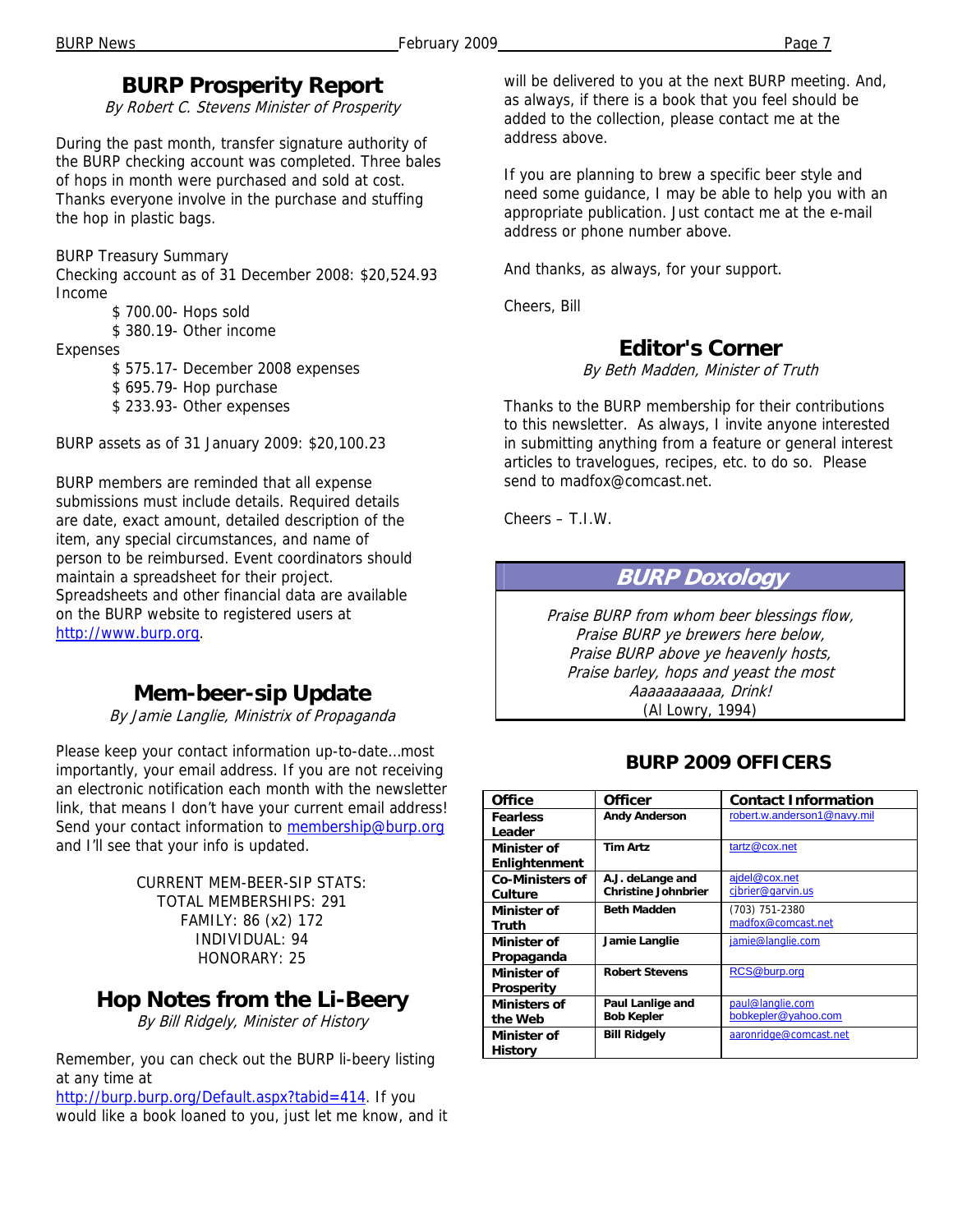## BURP Prosperity Report

*By Robert C. Stevens Minister of Prosperity*

During the past month, transfer signature authority of the BURP checking account was completed. Three bales of hops in month were purchased and sold at cost. Thanks everyone involve in the purchase and stuffing the hop in plastic bags.

BURP Treasury Summary
Checking account as of 31 December 2008: $20,524.93
Income

$ 700.00- Hops sold
$ 380.19- Other income

Expenses

$ 575.17- December 2008 expenses
$ 695.79- Hop purchase
$ 233.93- Other expenses

BURP assets as of 31 January 2009: $20,100.23

BURP members are reminded that all expense submissions must include details. Required details are date, exact amount, detailed description of the item, any special circumstances, and name of person to be reimbursed. Event coordinators should maintain a spreadsheet for their project. Spreadsheets and other financial data are available on the BURP website to registered users at http://www.burp.org.

## Mem-beer-sip Update

*By Jamie Langlie, Ministrix of Propaganda*

Please keep your contact information up-to-date…most importantly, your email address. If you are not receiving an electronic notification each month with the newsletter link, that means I don't have your current email address! Send your contact information to membership@burp.org and I'll see that your info is updated.

CURRENT MEM-BEER-SIP STATS:
TOTAL MEMBERSHIPS: 291
FAMILY: 86 (x2) 172
INDIVIDUAL: 94
HONORARY: 25

## Hop Notes from the Li-Beery

*By Bill Ridgely, Minister of History*

Remember, you can check out the BURP li-beery listing at any time at http://burp.burp.org/Default.aspx?tabid=414. If you would like a book loaned to you, just let me know, and it will be delivered to you at the next BURP meeting. And, as always, if there is a book that you feel should be added to the collection, please contact me at the address above.

If you are planning to brew a specific beer style and need some guidance, I may be able to help you with an appropriate publication. Just contact me at the e-mail address or phone number above.

And thanks, as always, for your support.

Cheers, Bill

## Editor's Corner

*By Beth Madden, Minister of Truth*

Thanks to the BURP membership for their contributions to this newsletter. As always, I invite anyone interested in submitting anything from a feature or general interest articles to travelogues, recipes, etc. to do so. Please send to madfox@comcast.net.

Cheers – T.I.W.

## BURP Doxology

*Praise BURP from whom beer blessings flow,*
*Praise BURP ye brewers here below,*
*Praise BURP above ye heavenly hosts,*
*Praise barley, hops and yeast the most*
*Aaaaaaaaaaa, Drink!*
(Al Lowry, 1994)

## BURP 2009 OFFICERS

| Office | Officer | Contact Information |
|---|---|---|
| Fearless Leader | Andy Anderson | robert.w.anderson1@navy.mil |
| Minister of Enlightenment | Tim Artz | tartz@cox.net |
| Co-Ministers of Culture | A.J. deLange and Christine Johnbrier | ajdel@cox.net cjbrier@garvin.us |
| Minister of Truth | Beth Madden | (703) 751-2380 madfox@comcast.net |
| Minister of Propaganda | Jamie Langlie | jamie@langlie.com |
| Minister of Prosperity | Robert Stevens | RCS@burp.org |
| Ministers of the Web | Paul Langlie and Bob Kepler | paul@langlie.com bobkepler@yahoo.com |
| Minister of History | Bill Ridgely | aaronridge@comcast.net |